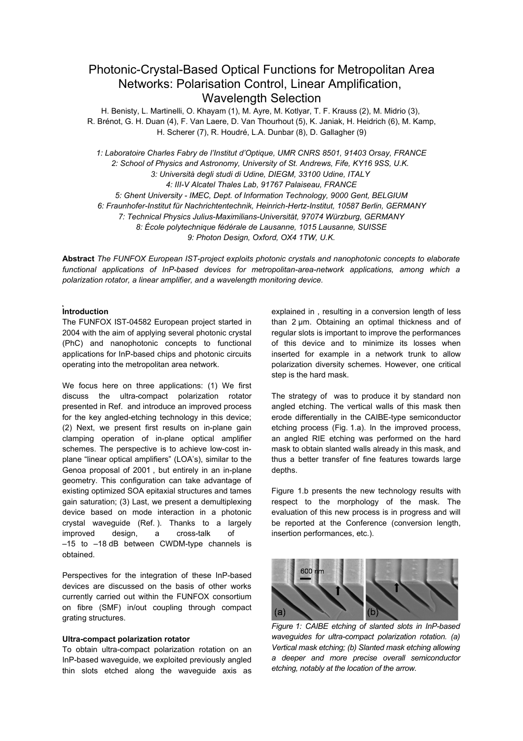# Photonic-Crystal-Based Optical Functions for Metropolitan Area Networks: Polarisation Control, Linear Amplification, Wavelength Selection

H. Benisty, L. Martinelli, O. Khayam (1), M. Ayre, M. Kotlyar, T. F. Krauss (2), M. Midrio (3), R. Brénot, G. H. Duan (4), F. Van Laere, D. Van Thourhout (5), K. Janiak, H. Heidrich (6), M. Kamp, H. Scherer (7), R. Houdré, L.A. Dunbar (8), D. Gallagher (9)

*1: Laboratoire Charles Fabry de l'Institut d'Optique, UMR CNRS 8501, 91403 Orsay, FRANCE*
*2: School of Physics and Astronomy, University of St. Andrews, Fife, KY16 9SS, U.K.*
*3: Università degli studi di Udine, DIEGM, 33100 Udine, ITALY*
*4: III-V Alcatel Thales Lab, 91767 Palaiseau, FRANCE*
*5: Ghent University - IMEC, Dept. of Information Technology, 9000 Gent, BELGIUM*
*6: Fraunhofer-Institut für Nachrichtentechnik, Heinrich-Hertz-Institut, 10587 Berlin, GERMANY*
*7: Technical Physics Julius-Maximilians-Universität, 97074 Würzburg, GERMANY*
*8: École polytechnique fédérale de Lausanne, 1015 Lausanne, SUISSE*
*9: Photon Design, Oxford, OX4 1TW, U.K.*

**Abstract** *The FUNFOX European IST-project exploits photonic crystals and nanophotonic concepts to elaborate functional applications of InP-based devices for metropolitan-area-network applications, among which a polarization rotator, a linear amplifier, and a wavelength monitoring device.*

## Introduction

The FUNFOX IST-04582 European project started in 2004 with the aim of applying several photonic crystal (PhC) and nanophotonic concepts to functional applications for InP-based chips and photonic circuits operating into the metropolitan area network.

We focus here on three applications: (1) We first discuss the ultra-compact polarization rotator presented in Ref. and introduce an improved process for the key angled-etching technology in this device; (2) Next, we present first results on in-plane gain clamping operation of in-plane optical amplifier schemes. The perspective is to achieve low-cost in-plane "linear optical amplifiers" (LOA's), similar to the Genoa proposal of 2001 , but entirely in an in-plane geometry. This configuration can take advantage of existing optimized SOA epitaxial structures and tames gain saturation; (3) Last, we present a demultiplexing device based on mode interaction in a photonic crystal waveguide (Ref. ). Thanks to a largely improved design, a cross-talk of –15 to –18 dB between CWDM-type channels is obtained.

Perspectives for the integration of these InP-based devices are discussed on the basis of other works currently carried out within the FUNFOX consortium on fibre (SMF) in/out coupling through compact grating structures.

### Ultra-compact polarization rotator

To obtain ultra-compact polarization rotation on an InP-based waveguide, we exploited previously angled thin slots etched along the waveguide axis as explained in , resulting in a conversion length of less than 2 µm. Obtaining an optimal thickness and of regular slots is important to improve the performances of this device and to minimize its losses when inserted for example in a network trunk to allow polarization diversity schemes. However, one critical step is the hard mask.

The strategy of was to produce it by standard non angled etching. The vertical walls of this mask then erode differentially in the CAIBE-type semiconductor etching process (Fig. 1.a). In the improved process, an angled RIE etching was performed on the hard mask to obtain slanted walls already in this mask, and thus a better transfer of fine features towards large depths.

Figure 1.b presents the new technology results with respect to the morphology of the mask. The evaluation of this new process is in progress and will be reported at the Conference (conversion length, insertion performances, etc.).

*Figure 1: CAIBE etching of slanted slots in InP-based waveguides for ultra-compact polarization rotation. (a) Vertical mask etching; (b) Slanted mask etching allowing a deeper and more precise overall semiconductor etching, notably at the location of the arrow.*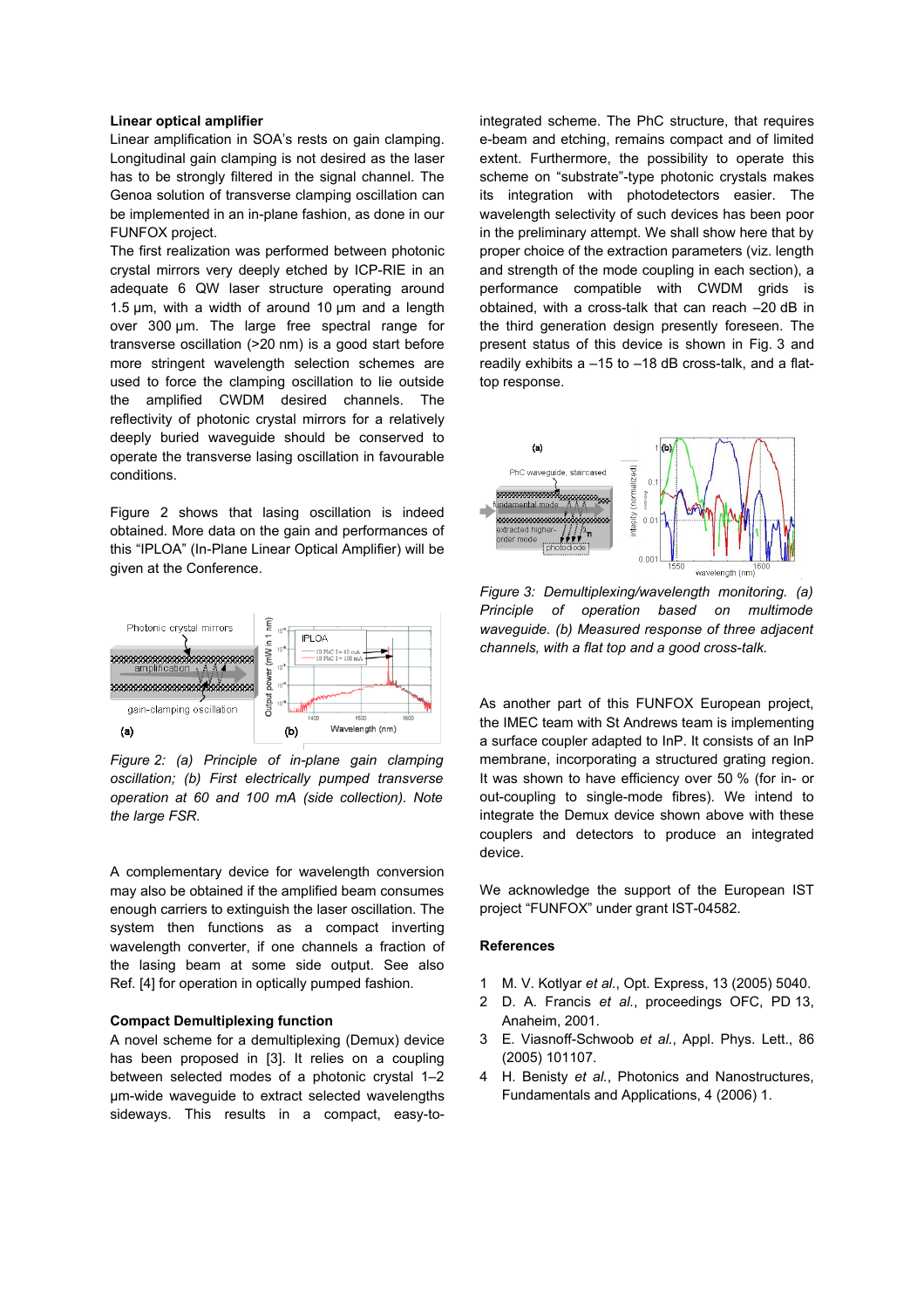### Linear optical amplifier

Linear amplification in SOA's rests on gain clamping. Longitudinal gain clamping is not desired as the laser has to be strongly filtered in the signal channel. The Genoa solution of transverse clamping oscillation can be implemented in an in-plane fashion, as done in our FUNFOX project.

The first realization was performed between photonic crystal mirrors very deeply etched by ICP-RIE in an adequate 6 QW laser structure operating around 1.5 µm, with a width of around 10 µm and a length over 300 µm. The large free spectral range for transverse oscillation (>20 nm) is a good start before more stringent wavelength selection schemes are used to force the clamping oscillation to lie outside the amplified CWDM desired channels. The reflectivity of photonic crystal mirrors for a relatively deeply buried waveguide should be conserved to operate the transverse lasing oscillation in favourable conditions.

Figure 2 shows that lasing oscillation is indeed obtained. More data on the gain and performances of this "IPLOA" (In-Plane Linear Optical Amplifier) will be given at the Conference.

Photonic crystal mirrors
amplification
gain-clamping oscillation
(a)
IPLOA
10 PhC I = 60 mA
10 PhC I = 100 mA
Output power (mW in 1 nm)
Wavelength (nm)
1400
1500
1600
(b)

*Figure 2: (a) Principle of in-plane gain clamping oscillation; (b) First electrically pumped transverse operation at 60 and 100 mA (side collection). Note the large FSR.*

A complementary device for wavelength conversion may also be obtained if the amplified beam consumes enough carriers to extinguish the laser oscillation. The system then functions as a compact inverting wavelength converter, if one channels a fraction of the lasing beam at some side output. See also Ref. [4] for operation in optically pumped fashion.

### Compact Demultiplexing function

A novel scheme for a demultiplexing (Demux) device has been proposed in [3]. It relies on a coupling between selected modes of a photonic crystal 1–2 µm-wide waveguide to extract selected wavelengths sideways. This results in a compact, easy-to-integrated scheme. The PhC structure, that requires e-beam and etching, remains compact and of limited extent. Furthermore, the possibility to operate this scheme on "substrate"-type photonic crystals makes its integration with photodetectors easier. The wavelength selectivity of such devices has been poor in the preliminary attempt. We shall show here that by proper choice of the extraction parameters (viz. length and strength of the mode coupling in each section), a performance compatible with CWDM grids is obtained, with a cross-talk that can reach –20 dB in the third generation design presently foreseen. The present status of this device is shown in Fig. 3 and readily exhibits a –15 to –18 dB cross-talk, and a flat-top response.

(a)
PhC waveguide, staircased
fundamental mode
extracted higher-order mode
photodiode
(b)
intensity (normalized)
1
0.1
0.01
0.001
1550
1600
wavelength (nm)

*Figure 3: Demultiplexing/wavelength monitoring. (a) Principle of operation based on multimode waveguide. (b) Measured response of three adjacent channels, with a flat top and a good cross-talk.*

As another part of this FUNFOX European project, the IMEC team with St Andrews team is implementing a surface coupler adapted to InP. It consists of an InP membrane, incorporating a structured grating region. It was shown to have efficiency over 50 % (for in- or out-coupling to single-mode fibres). We intend to integrate the Demux device shown above with these couplers and detectors to produce an integrated device.

We acknowledge the support of the European IST project "FUNFOX" under grant IST-04582.

### References

1. M. V. Kotlyar *et al.*, Opt. Express, 13 (2005) 5040.
2. D. A. Francis *et al.*, proceedings OFC, PD 13, Anaheim, 2001.
3. E. Viasnoff-Schwoob *et al.*, Appl. Phys. Lett., 86 (2005) 101107.
4. H. Benisty *et al.*, Photonics and Nanostructures, Fundamentals and Applications, 4 (2006) 1.